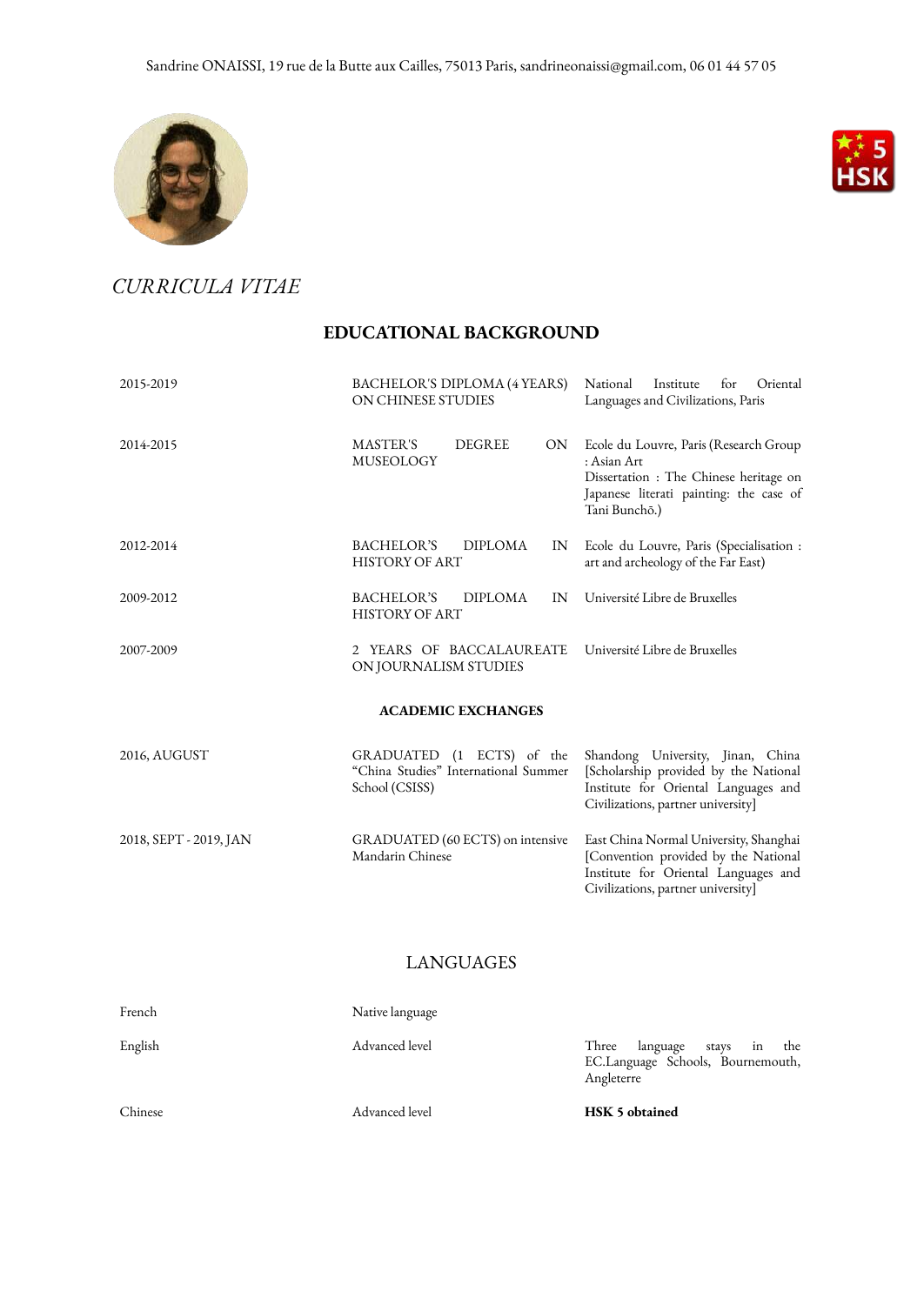Sandrine ONAISSI, 19 rue de la Butte aux Cailles, 75013 Paris, sandrineonaissi@gmail.com, 06 01 44 57 05

*CURRICULA VITAE*

## EDUCATIONAL BACKGROUND

| | | |
|---|---|---|
| 2015-2019 | BACHELOR'S DIPLOMA (4 YEARS) ON CHINESE STUDIES | National Institute for Oriental Languages and Civilizations, Paris |
| 2014-2015 | MASTER'S DEGREE ON MUSEOLOGY | Ecole du Louvre, Paris (Research Group : Asian Art<br>Dissertation : The Chinese heritage on Japanese literati painting: the case of Tani Bunchō.) |
| 2012-2014 | BACHELOR'S DIPLOMA IN HISTORY OF ART | Ecole du Louvre, Paris (Specialisation : art and archeology of the Far East) |
| 2009-2012 | BACHELOR'S DIPLOMA IN HISTORY OF ART | Université Libre de Bruxelles |
| 2007-2009 | 2 YEARS OF BACCALAUREATE ON JOURNALISM STUDIES | Université Libre de Bruxelles |

### ACADEMIC EXCHANGES

| | | |
|---|---|---|
| 2016, AUGUST | GRADUATED (1 ECTS) of the "China Studies" International Summer School (CSISS) | Shandong University, Jinan, China [Scholarship provided by the National Institute for Oriental Languages and Civilizations, partner university] |
| 2018, SEPT - 2019, JAN | GRADUATED (60 ECTS) on intensive Mandarin Chinese | East China Normal University, Shanghai [Convention provided by the National Institute for Oriental Languages and Civilizations, partner university] |

## LANGUAGES

| | | |
|---|---|---|
| French | Native language | |
| English | Advanced level | Three language stays in the EC.Language Schools, Bournemouth, Angleterre |
| Chinese | Advanced level | **HSK 5 obtained** |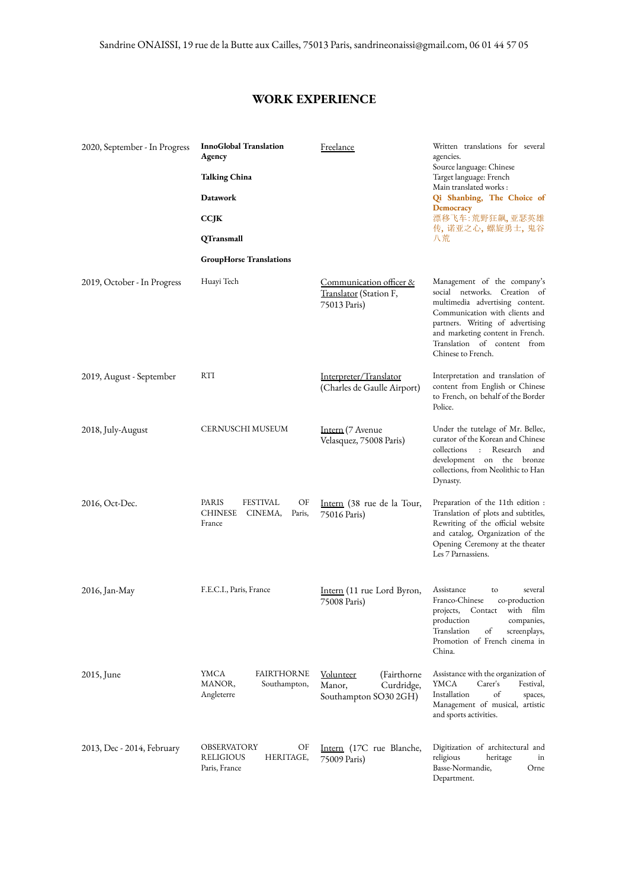Sandrine ONAISSI, 19 rue de la Butte aux Cailles, 75013 Paris, sandrineonaissi@gmail.com, 06 01 44 57 05

# WORK EXPERIENCE

| | | | |
|---|---|---|---|
| 2020, September - In Progress | **InnoGlobal Translation Agency**<br>**Talking China**<br>**Datawork**<br>**CCJK**<br>**QTransmall**<br>**GroupHorse Translations** | Freelance | Written translations for several agencies.<br>Source language: Chinese<br>Target language: French<br>Main translated works :<br>**Qi Shanbing, The Choice of Democracy**<br>漂移飞车: 荒野狂飙, 亚瑟英雄传, 诺亚之心, 螺旋勇士, 鬼谷八荒 |
| 2019, October - In Progress | Huayi Tech | Communication officer & Translator (Station F, 75013 Paris) | Management of the company's social networks. Creation of multimedia advertising content. Communication with clients and partners. Writing of advertising and marketing content in French. Translation of content from Chinese to French. |
| 2019, August - September | RTI | Interpreter/Translator (Charles de Gaulle Airport) | Interpretation and translation of content from English or Chinese to French, on behalf of the Border Police. |
| 2018, July-August | CERNUSCHI MUSEUM | Intern (7 Avenue Velasquez, 75008 Paris) | Under the tutelage of Mr. Bellec, curator of the Korean and Chinese collections : Research and development on the bronze collections, from Neolithic to Han Dynasty. |
| 2016, Oct-Dec. | PARIS FESTIVAL OF CHINESE CINEMA, Paris, France | Intern (38 rue de la Tour, 75016 Paris) | Preparation of the 11th edition : Translation of plots and subtitles, Rewriting of the official website and catalog, Organization of the Opening Ceremony at the theater Les 7 Parnassiens. |
| 2016, Jan-May | F.E.C.I., Paris, France | Intern (11 rue Lord Byron, 75008 Paris) | Assistance to several Franco-Chinese co-production projects, Contact with film production companies, Translation of screenplays, Promotion of French cinema in China. |
| 2015, June | YMCA FAIRTHORNE MANOR, Southampton, Angleterre | Volunteer (Fairthorne Manor, Curdridge, Southampton SO30 2GH) | Assistance with the organization of YMCA Carer's Festival, Installation of spaces, Management of musical, artistic and sports activities. |
| 2013, Dec - 2014, February | OBSERVATORY OF RELIGIOUS HERITAGE, Paris, France | Intern (17C rue Blanche, 75009 Paris) | Digitization of architectural and religious heritage in Basse-Normandie, Orne Department. |